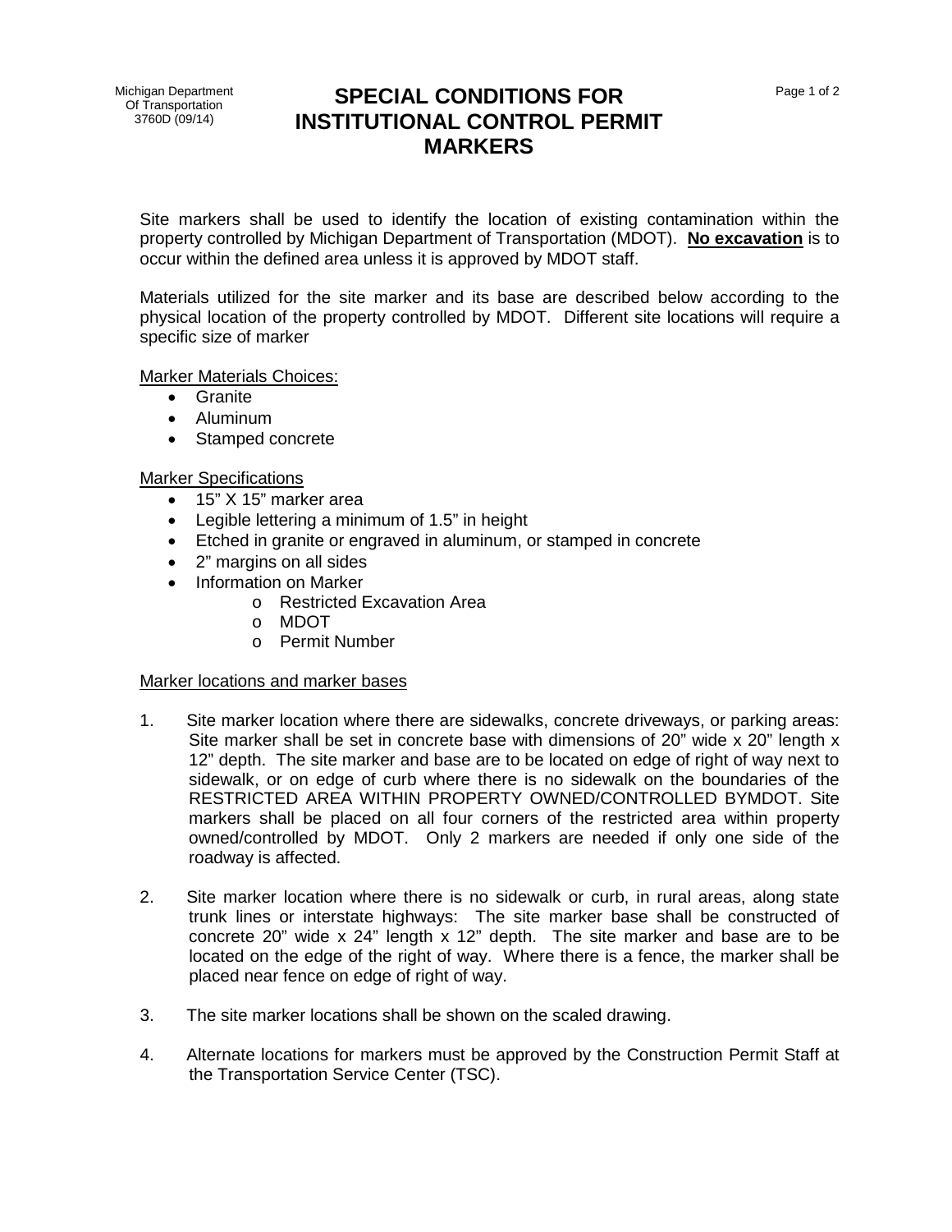Michigan Department Of Transportation 3760D (09/14)

# SPECIAL CONDITIONS FOR INSTITUTIONAL CONTROL PERMIT MARKERS

Site markers shall be used to identify the location of existing contamination within the property controlled by Michigan Department of Transportation (MDOT). **No excavation** is to occur within the defined area unless it is approved by MDOT staff.

Materials utilized for the site marker and its base are described below according to the physical location of the property controlled by MDOT. Different site locations will require a specific size of marker

Marker Materials Choices:

- Granite
- Aluminum
- Stamped concrete

Marker Specifications

- 15" X 15" marker area
- Legible lettering a minimum of 1.5" in height
- Etched in granite or engraved in aluminum, or stamped in concrete
- 2" margins on all sides
- Information on Marker
  - Restricted Excavation Area
  - MDOT
  - Permit Number

Marker locations and marker bases

1. Site marker location where there are sidewalks, concrete driveways, or parking areas: Site marker shall be set in concrete base with dimensions of 20" wide x 20" length x 12" depth. The site marker and base are to be located on edge of right of way next to sidewalk, or on edge of curb where there is no sidewalk on the boundaries of the RESTRICTED AREA WITHIN PROPERTY OWNED/CONTROLLED BYMDOT. Site markers shall be placed on all four corners of the restricted area within property owned/controlled by MDOT. Only 2 markers are needed if only one side of the roadway is affected.

2. Site marker location where there is no sidewalk or curb, in rural areas, along state trunk lines or interstate highways: The site marker base shall be constructed of concrete 20" wide x 24" length x 12" depth. The site marker and base are to be located on the edge of the right of way. Where there is a fence, the marker shall be placed near fence on edge of right of way.

3. The site marker locations shall be shown on the scaled drawing.

4. Alternate locations for markers must be approved by the Construction Permit Staff at the Transportation Service Center (TSC).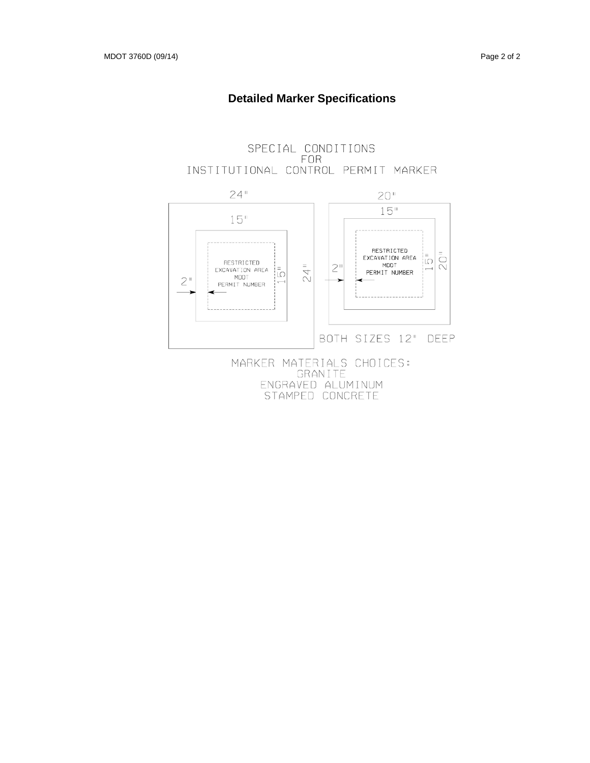# Detailed Marker Specifications

SPECIAL CONDITIONS
FOR
INSTITUTIONAL CONTROL PERMIT MARKER

24"

15"

RESTRICTED
EXCAVATION AREA
MDOT
PERMIT NUMBER

2"

15"

24"

20"

15"

RESTRICTED
EXCAVATION AREA
MDOT
PERMIT NUMBER

2"

15"

20"

BOTH SIZES 12" DEEP

MARKER MATERIALS CHOICES:
GRANITE
ENGRAVED ALUMINUM
STAMPED CONCRETE